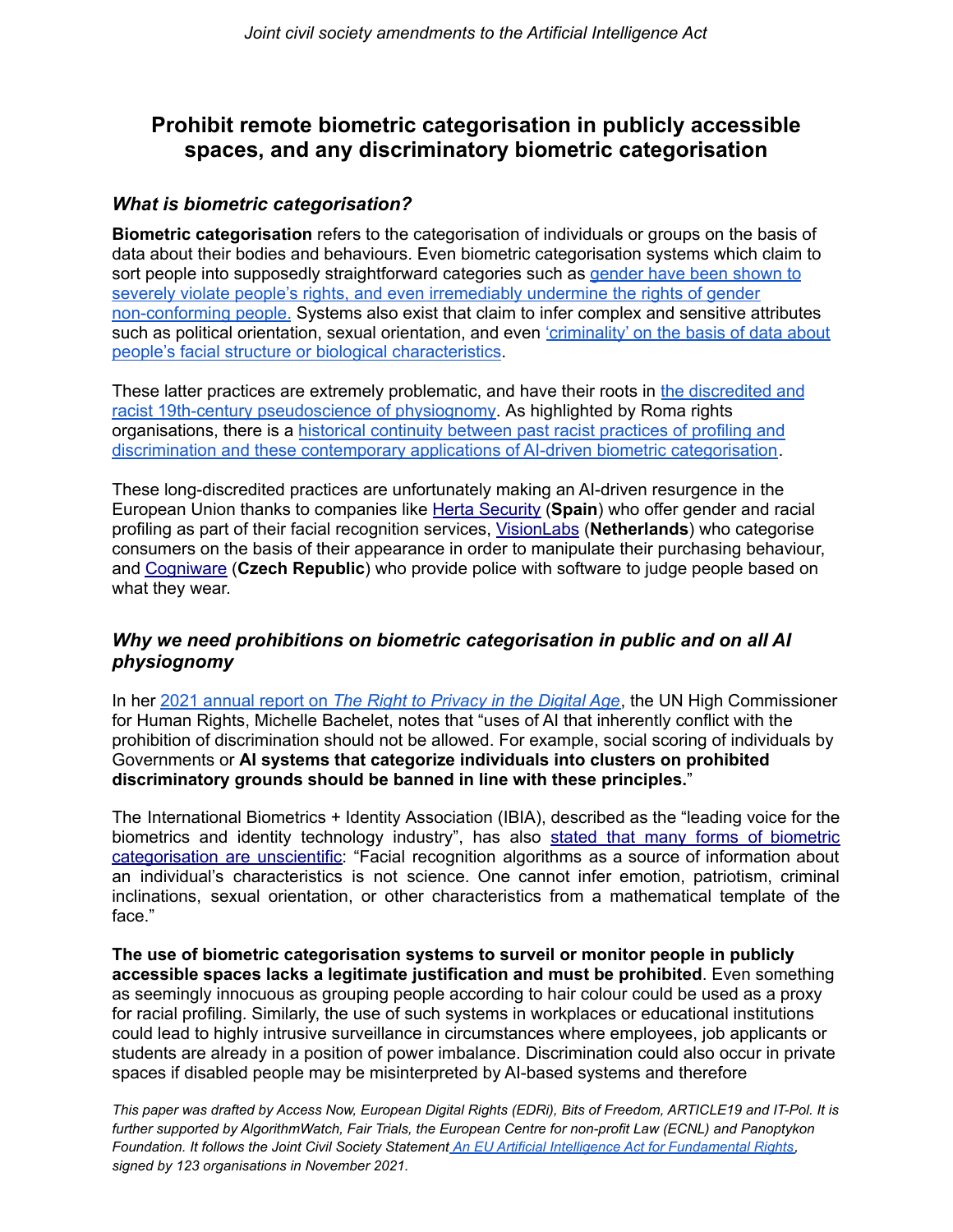# Prohibit remote biometric categorisation in publicly accessible spaces, and any discriminatory biometric categorisation

### *What is biometric categorisation?*

**Biometric categorisation** refers to the categorisation of individuals or groups on the basis of data about their bodies and behaviours. Even biometric categorisation systems which claim to sort people into supposedly straightforward categories such as gender have been shown to severely violate people's rights, and even irremediably undermine the rights of gender non-conforming people. Systems also exist that claim to infer complex and sensitive attributes such as political orientation, sexual orientation, and even 'criminality' on the basis of data about people's facial structure or biological characteristics.

These latter practices are extremely problematic, and have their roots in the discredited and racist 19th-century pseudoscience of physiognomy. As highlighted by Roma rights organisations, there is a historical continuity between past racist practices of profiling and discrimination and these contemporary applications of AI-driven biometric categorisation.

These long-discredited practices are unfortunately making an AI-driven resurgence in the European Union thanks to companies like Herta Security (**Spain**) who offer gender and racial profiling as part of their facial recognition services, VisionLabs (**Netherlands**) who categorise consumers on the basis of their appearance in order to manipulate their purchasing behaviour, and Cogniware (**Czech Republic**) who provide police with software to judge people based on what they wear.

### *Why we need prohibitions on biometric categorisation in public and on all AI physiognomy*

In her 2021 annual report on *The Right to Privacy in the Digital Age*, the UN High Commissioner for Human Rights, Michelle Bachelet, notes that "uses of AI that inherently conflict with the prohibition of discrimination should not be allowed. For example, social scoring of individuals by Governments or **AI systems that categorize individuals into clusters on prohibited discriminatory grounds should be banned in line with these principles.**"

The International Biometrics + Identity Association (IBIA), described as the "leading voice for the biometrics and identity technology industry", has also stated that many forms of biometric categorisation are unscientific: "Facial recognition algorithms as a source of information about an individual's characteristics is not science. One cannot infer emotion, patriotism, criminal inclinations, sexual orientation, or other characteristics from a mathematical template of the face."

**The use of biometric categorisation systems to surveil or monitor people in publicly accessible spaces lacks a legitimate justification and must be prohibited**. Even something as seemingly innocuous as grouping people according to hair colour could be used as a proxy for racial profiling. Similarly, the use of such systems in workplaces or educational institutions could lead to highly intrusive surveillance in circumstances where employees, job applicants or students are already in a position of power imbalance. Discrimination could also occur in private spaces if disabled people may be misinterpreted by AI-based systems and therefore

*This paper was drafted by Access Now, European Digital Rights (EDRi), Bits of Freedom, ARTICLE19 and IT-Pol. It is further supported by AlgorithmWatch, Fair Trials, the European Centre for non-profit Law (ECNL) and Panoptykon Foundation. It follows the Joint Civil Society Statement An EU Artificial Intelligence Act for Fundamental Rights, signed by 123 organisations in November 2021.*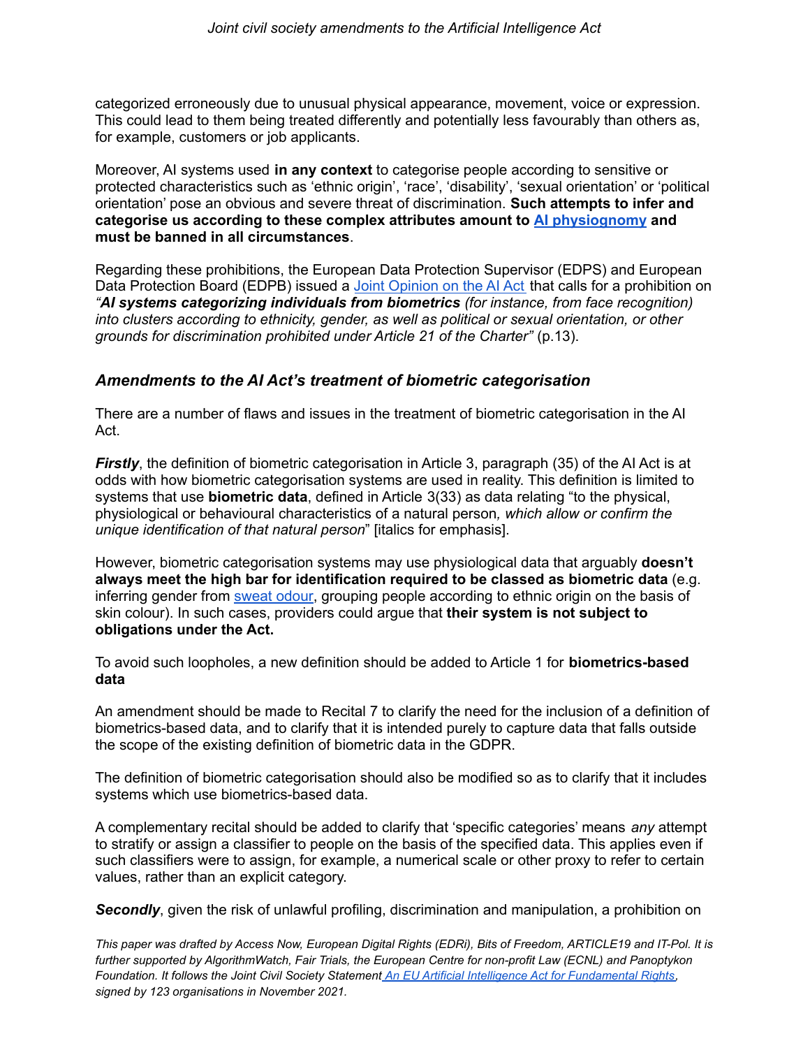categorized erroneously due to unusual physical appearance, movement, voice or expression. This could lead to them being treated differently and potentially less favourably than others as, for example, customers or job applicants.

Moreover, AI systems used **in any context** to categorise people according to sensitive or protected characteristics such as 'ethnic origin', 'race', 'disability', 'sexual orientation' or 'political orientation' pose an obvious and severe threat of discrimination. **Such attempts to infer and categorise us according to these complex attributes amount to AI physiognomy and must be banned in all circumstances**.

Regarding these prohibitions, the European Data Protection Supervisor (EDPS) and European Data Protection Board (EDPB) issued a Joint Opinion on the AI Act that calls for a prohibition on *"**AI systems categorizing individuals from biometrics** (for instance, from face recognition) into clusters according to ethnicity, gender, as well as political or sexual orientation, or other grounds for discrimination prohibited under Article 21 of the Charter"* (p.13).

### *Amendments to the AI Act's treatment of biometric categorisation*

There are a number of flaws and issues in the treatment of biometric categorisation in the AI Act.

***Firstly***, the definition of biometric categorisation in Article 3, paragraph (35) of the AI Act is at odds with how biometric categorisation systems are used in reality. This definition is limited to systems that use **biometric data**, defined in Article 3(33) as data relating "to the physical, physiological or behavioural characteristics of a natural person*, which allow or confirm the unique identification of that natural person*" [italics for emphasis].

However, biometric categorisation systems may use physiological data that arguably **doesn't always meet the high bar for identification required to be classed as biometric data** (e.g. inferring gender from sweat odour, grouping people according to ethnic origin on the basis of skin colour). In such cases, providers could argue that **their system is not subject to obligations under the Act.**

To avoid such loopholes, a new definition should be added to Article 1 for **biometrics-based data**

An amendment should be made to Recital 7 to clarify the need for the inclusion of a definition of biometrics-based data, and to clarify that it is intended purely to capture data that falls outside the scope of the existing definition of biometric data in the GDPR.

The definition of biometric categorisation should also be modified so as to clarify that it includes systems which use biometrics-based data.

A complementary recital should be added to clarify that 'specific categories' means *any* attempt to stratify or assign a classifier to people on the basis of the specified data. This applies even if such classifiers were to assign, for example, a numerical scale or other proxy to refer to certain values, rather than an explicit category.

***Secondly***, given the risk of unlawful profiling, discrimination and manipulation, a prohibition on

*This paper was drafted by Access Now, European Digital Rights (EDRi), Bits of Freedom, ARTICLE19 and IT-Pol. It is further supported by AlgorithmWatch, Fair Trials, the European Centre for non-profit Law (ECNL) and Panoptykon Foundation. It follows the Joint Civil Society Statement An EU Artificial Intelligence Act for Fundamental Rights, signed by 123 organisations in November 2021.*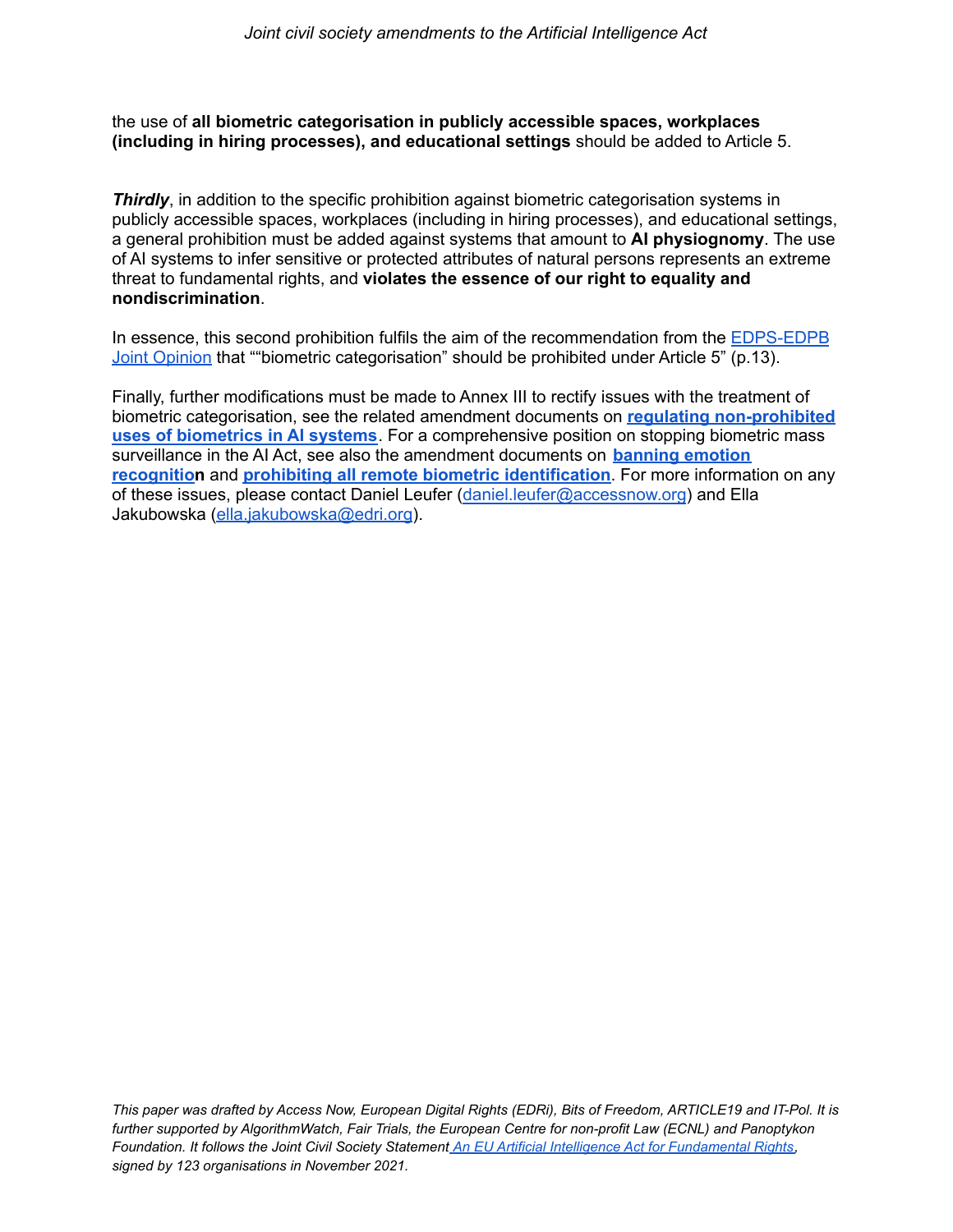the use of **all biometric categorisation in publicly accessible spaces, workplaces (including in hiring processes), and educational settings** should be added to Article 5.

***Thirdly***, in addition to the specific prohibition against biometric categorisation systems in publicly accessible spaces, workplaces (including in hiring processes), and educational settings, a general prohibition must be added against systems that amount to **AI physiognomy**. The use of AI systems to infer sensitive or protected attributes of natural persons represents an extreme threat to fundamental rights, and **violates the essence of our right to equality and nondiscrimination**.

In essence, this second prohibition fulfils the aim of the recommendation from the EDPS-EDPB Joint Opinion that ""biometric categorisation" should be prohibited under Article 5" (p.13).

Finally, further modifications must be made to Annex III to rectify issues with the treatment of biometric categorisation, see the related amendment documents on **regulating non-prohibited uses of biometrics in AI systems**. For a comprehensive position on stopping biometric mass surveillance in the AI Act, see also the amendment documents on **banning emotion recognition** and **prohibiting all remote biometric identification**. For more information on any of these issues, please contact Daniel Leufer (daniel.leufer@accessnow.org) and Ella Jakubowska (ella.jakubowska@edri.org).

*This paper was drafted by Access Now, European Digital Rights (EDRi), Bits of Freedom, ARTICLE19 and IT-Pol. It is further supported by AlgorithmWatch, Fair Trials, the European Centre for non-profit Law (ECNL) and Panoptykon Foundation. It follows the Joint Civil Society Statement An EU Artificial Intelligence Act for Fundamental Rights, signed by 123 organisations in November 2021.*